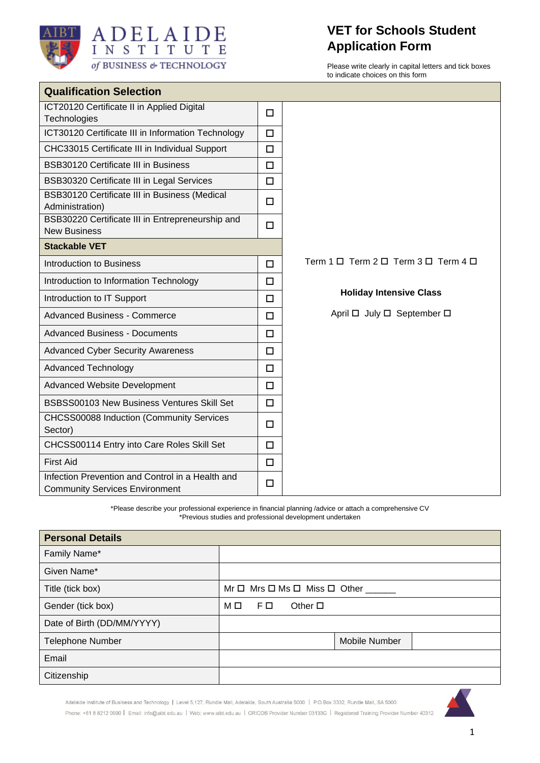ADELAIDE INSTITUTE of BUSINESS & TECHNOLOGY

# VET for Schools Student Application Form

Please write clearly in capital letters and tick boxes to indicate choices on this form

## Qualification Selection

| | | |
|---|---|---|
| ICT20120 Certificate II in Applied Digital Technologies | ☐ | |
| ICT30120 Certificate III in Information Technology | ☐ | |
| CHC33015 Certificate III in Individual Support | ☐ | |
| BSB30120 Certificate III in Business | ☐ | |
| BSB30320 Certificate III in Legal Services | ☐ | |
| BSB30120 Certificate III in Business (Medical Administration) | ☐ | |
| BSB30220 Certificate III in Entrepreneurship and New Business | ☐ | |
| **Stackable VET** | | |
| Introduction to Business | ☐ | Term 1 ☐ Term 2 ☐ Term 3 ☐ Term 4 ☐ |
| Introduction to Information Technology | ☐ | |
| Introduction to IT Support | ☐ | **Holiday Intensive Class** |
| Advanced Business - Commerce | ☐ | April ☐ July ☐ September ☐ |
| Advanced Business - Documents | ☐ | |
| Advanced Cyber Security Awareness | ☐ | |
| Advanced Technology | ☐ | |
| Advanced Website Development | ☐ | |
| BSBSS00103 New Business Ventures Skill Set | ☐ | |
| CHCSS00088 Induction (Community Services Sector) | ☐ | |
| CHCSS00114 Entry into Care Roles Skill Set | ☐ | |
| First Aid | ☐ | |
| Infection Prevention and Control in a Health and Community Services Environment | ☐ | |

*Please describe your professional experience in financial planning /advice or attach a comprehensive CV
*Previous studies and professional development undertaken

## Personal Details

| | | | |
|---|---|---|---|
| Family Name* | | | |
| Given Name* | | | |
| Title (tick box) | Mr ☐ Mrs ☐ Ms ☐ Miss ☐ Other ______ | | |
| Gender (tick box) | M ☐ F ☐ Other ☐ | | |
| Date of Birth (DD/MM/YYYY) | | | |
| Telephone Number | | Mobile Number | |
| Email | | | |
| Citizenship | | | |

Adelaide Institute of Business and Technology | Level 5,127, Rundle Mall, Adelaide, South Australia 5000 | P.O.Box 3332, Rundle Mall, SA 5000
Phone: +61 8 8212 0990 | Email: info@aibt.edu.au | Web: www.aibt.edu.au | CRICOS Provider Number 03133G | Registered Training Provider Number 40312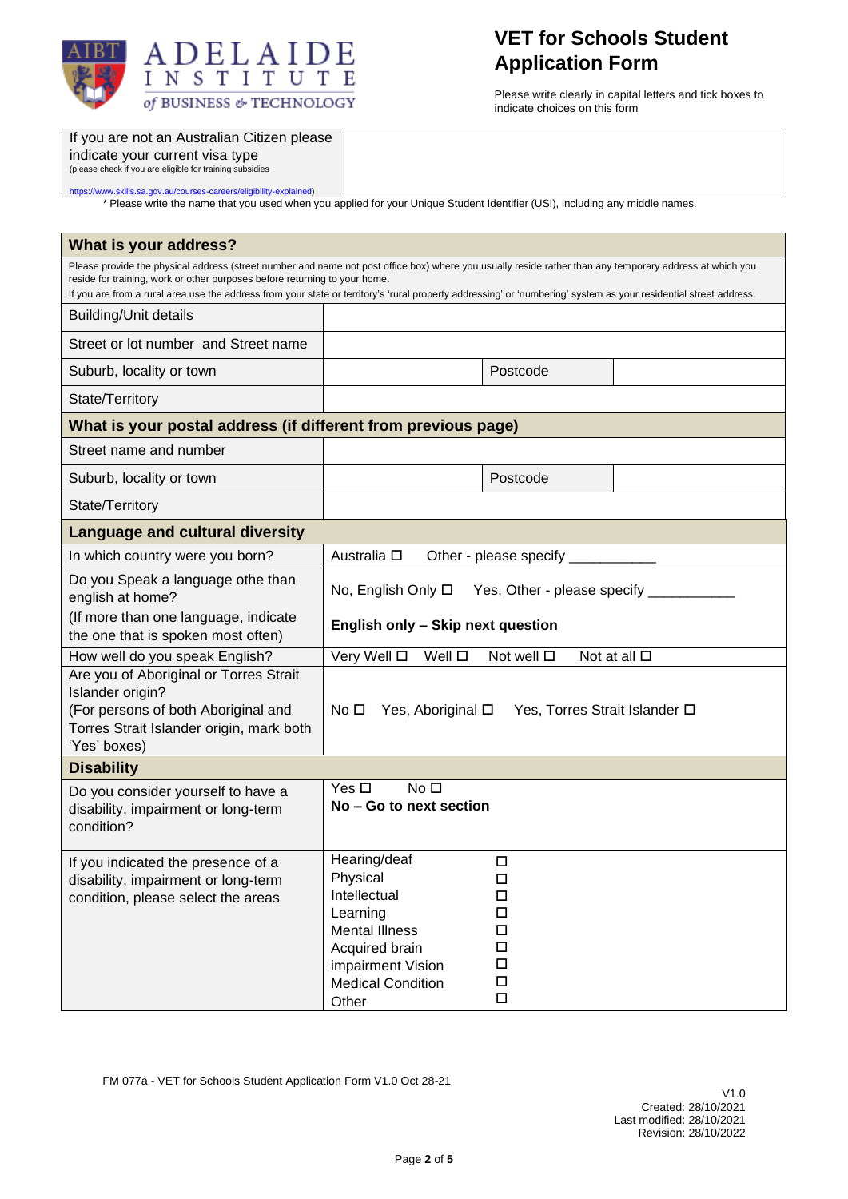# VET for Schools Student Application Form

Please write clearly in capital letters and tick boxes to indicate choices on this form

| | |
|---|---|
| If you are not an Australian Citizen please indicate your current visa type (please check if you are eligible for training subsidies https://www.skills.sa.gov.au/courses-careers/eligibility-explained) | |

* Please write the name that you used when you applied for your Unique Student Identifier (USI), including any middle names.

| **What is your address?** | | | |
|---|---|---|---|
| Please provide the physical address (street number and name not post office box) where you usually reside rather than any temporary address at which you reside for training, work or other purposes before returning to your home. If you are from a rural area use the address from your state or territory's 'rural property addressing' or 'numbering' system as your residential street address. | | | |
| Building/Unit details | | | |
| Street or lot number and Street name | | | |
| Suburb, locality or town | | Postcode | |
| State/Territory | | | |
| **What is your postal address (if different from previous page)** | | | |
| Street name and number | | | |
| Suburb, locality or town | | Postcode | |
| State/Territory | | | |

| **Language and cultural diversity** | |
|---|---|
| In which country were you born? | Australia ☐ Other - please specify ___________ |
| Do you Speak a language othe than english at home? (If more than one language, indicate the one that is spoken most often) | No, English Only ☐ Yes, Other - please specify ___________ **English only – Skip next question** |
| How well do you speak English? | Very Well ☐ Well ☐ Not well ☐ Not at all ☐ |
| Are you of Aboriginal or Torres Strait Islander origin? (For persons of both Aboriginal and Torres Strait Islander origin, mark both 'Yes' boxes) | No ☐ Yes, Aboriginal ☐ Yes, Torres Strait Islander ☐ |

| **Disability** | |
|---|---|
| Do you consider yourself to have a disability, impairment or long-term condition? | Yes ☐ No ☐ **No – Go to next section** |
| If you indicated the presence of a disability, impairment or long-term condition, please select the areas | Hearing/deaf ☐<br>Physical ☐<br>Intellectual ☐<br>Learning ☐<br>Mental Illness ☐<br>Acquired brain ☐<br>impairment Vision ☐<br>Medical Condition ☐<br>Other ☐ |

FM 077a - VET for Schools Student Application Form V1.0 Oct 28-21

V1.0
Created: 28/10/2021
Last modified: 28/10/2021
Revision: 28/10/2022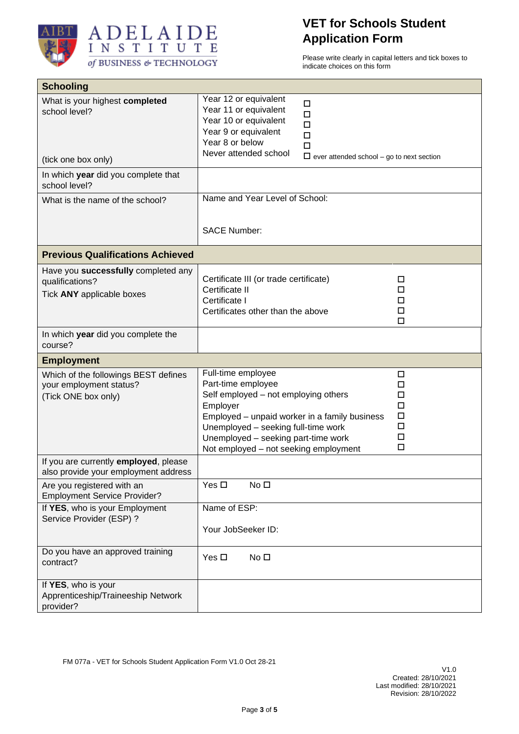# VET for Schools Student Application Form

Please write clearly in capital letters and tick boxes to indicate choices on this form

| **Schooling** | |
|---|---|
| What is your highest **completed** school level? (tick one box only) | Year 12 or equivalent ☐<br>Year 11 or equivalent ☐<br>Year 10 or equivalent ☐<br>Year 9 or equivalent ☐<br>Year 8 or below ☐<br>Never attended school ☐ ever attended school – go to next section |
| In which **year** did you complete that school level? | |
| What is the name of the school? | Name and Year Level of School:<br><br>SACE Number: |
| **Previous Qualifications Achieved** | |
| Have you **successfully** completed any qualifications?<br>Tick **ANY** applicable boxes | Certificate III (or trade certificate) ☐<br>Certificate II ☐<br>Certificate I ☐<br>Certificates other than the above ☐<br>☐ |
| In which **year** did you complete the course? | |
| **Employment** | |
| Which of the followings BEST defines your employment status?<br>(Tick ONE box only) | Full-time employee ☐<br>Part-time employee ☐<br>Self employed – not employing others ☐<br>Employer ☐<br>Employed – unpaid worker in a family business ☐<br>Unemployed – seeking full-time work ☐<br>Unemployed – seeking part-time work ☐<br>Not employed – not seeking employment ☐ |
| If you are currently **employed**, please also provide your employment address | |
| Are you registered with an Employment Service Provider? | Yes ☐ No ☐ |
| If **YES**, who is your Employment Service Provider (ESP) ? | Name of ESP:<br><br>Your JobSeeker ID: |
| Do you have an approved training contract? | Yes ☐ No ☐ |
| If **YES**, who is your Apprenticeship/Traineeship Network provider? | |

FM 077a - VET for Schools Student Application Form V1.0 Oct 28-21

V1.0
Created: 28/10/2021
Last modified: 28/10/2021
Revision: 28/10/2022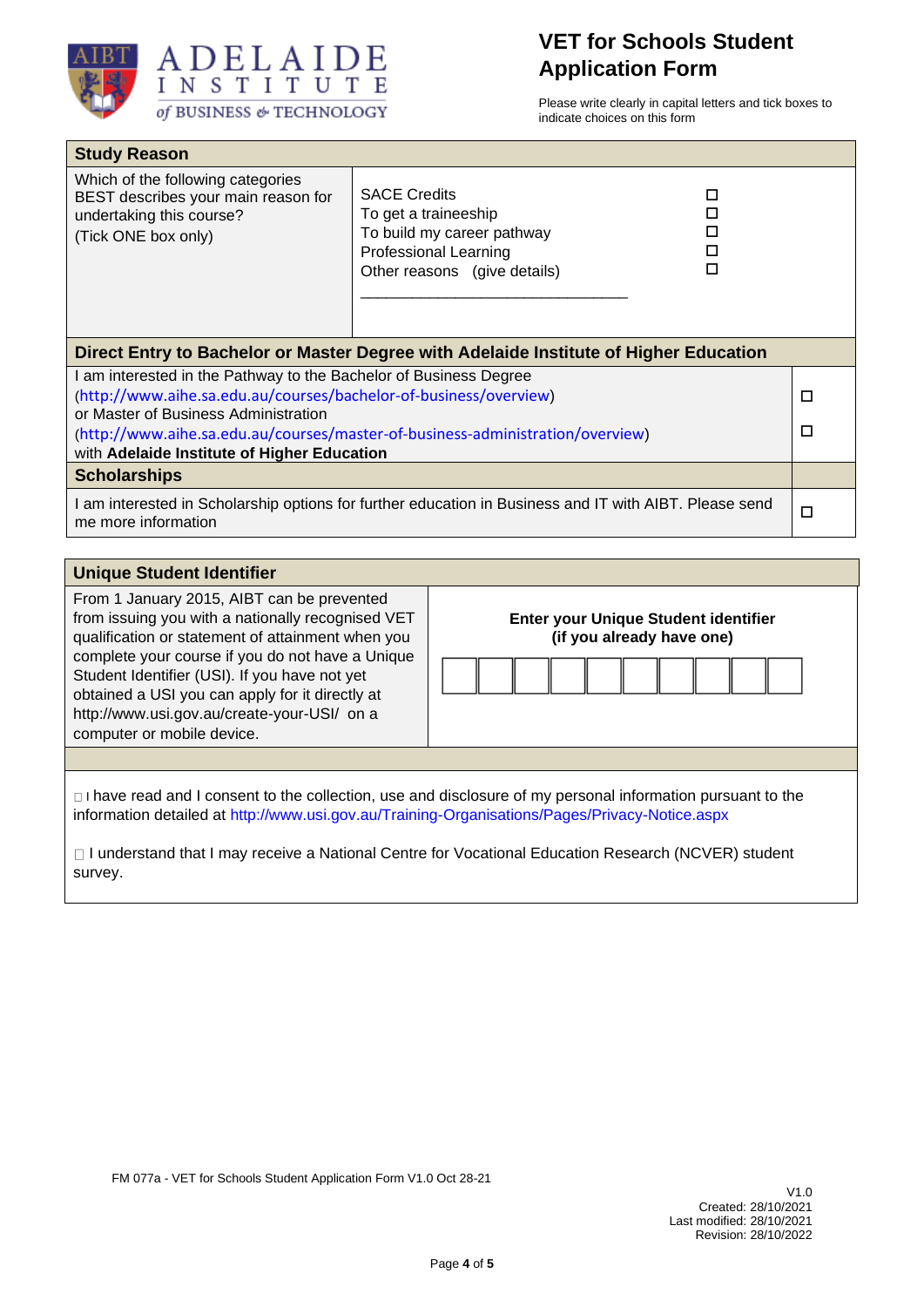# VET for Schools Student Application Form

Please write clearly in capital letters and tick boxes to indicate choices on this form

## Study Reason

| | | |
|---|---|---|
| Which of the following categories BEST describes your main reason for undertaking this course? (Tick ONE box only) | SACE Credits | ☐ |
| | To get a traineeship | ☐ |
| | To build my career pathway | ☐ |
| | Professional Learning | ☐ |
| | Other reasons (give details) ________________________________ | ☐ |

## Direct Entry to Bachelor or Master Degree with Adelaide Institute of Higher Education

| | |
|---|---|
| I am interested in the Pathway to the Bachelor of Business Degree (http://www.aihe.sa.edu.au/courses/bachelor-of-business/overview) | ☐ |
| or Master of Business Administration (http://www.aihe.sa.edu.au/courses/master-of-business-administration/overview) with **Adelaide Institute of Higher Education** | ☐ |

## Scholarships

| | |
|---|---|
| I am interested in Scholarship options for further education in Business and IT with AIBT. Please send me more information | ☐ |

## Unique Student Identifier

| | |
|---|---|
| From 1 January 2015, AIBT can be prevented from issuing you with a nationally recognised VET qualification or statement of attainment when you complete your course if you do not have a Unique Student Identifier (USI). If you have not yet obtained a USI you can apply for it directly at http://www.usi.gov.au/create-your-USI/ on a computer or mobile device. | **Enter your Unique Student identifier (if you already have one)** ☐☐☐☐☐☐☐☐☐☐ |

☐ I have read and I consent to the collection, use and disclosure of my personal information pursuant to the information detailed at http://www.usi.gov.au/Training-Organisations/Pages/Privacy-Notice.aspx

☐ I understand that I may receive a National Centre for Vocational Education Research (NCVER) student survey.

FM 077a - VET for Schools Student Application Form V1.0 Oct 28-21

V1.0
Created: 28/10/2021
Last modified: 28/10/2021
Revision: 28/10/2022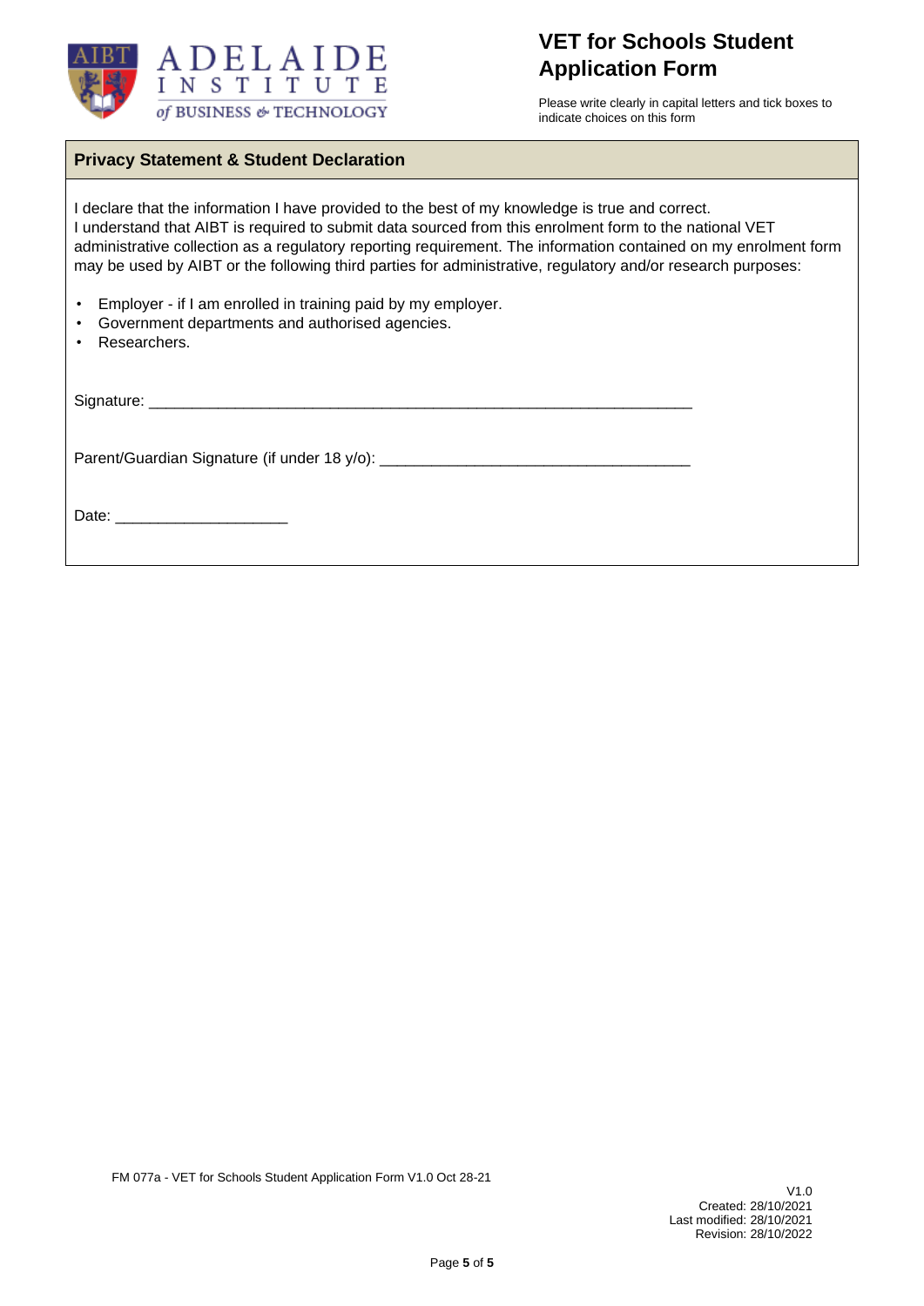# VET for Schools Student Application Form

Please write clearly in capital letters and tick boxes to indicate choices on this form

## Privacy Statement & Student Declaration

I declare that the information I have provided to the best of my knowledge is true and correct.
I understand that AIBT is required to submit data sourced from this enrolment form to the national VET administrative collection as a regulatory reporting requirement. The information contained on my enrolment form may be used by AIBT or the following third parties for administrative, regulatory and/or research purposes:

- Employer - if I am enrolled in training paid by my employer.
- Government departments and authorised agencies.
- Researchers.

Signature: ___________________________________________________________________

Parent/Guardian Signature (if under 18 y/o): _____________________________________

Date: ____________________

FM 077a - VET for Schools Student Application Form V1.0 Oct 28-21

V1.0
Created: 28/10/2021
Last modified: 28/10/2021
Revision: 28/10/2022